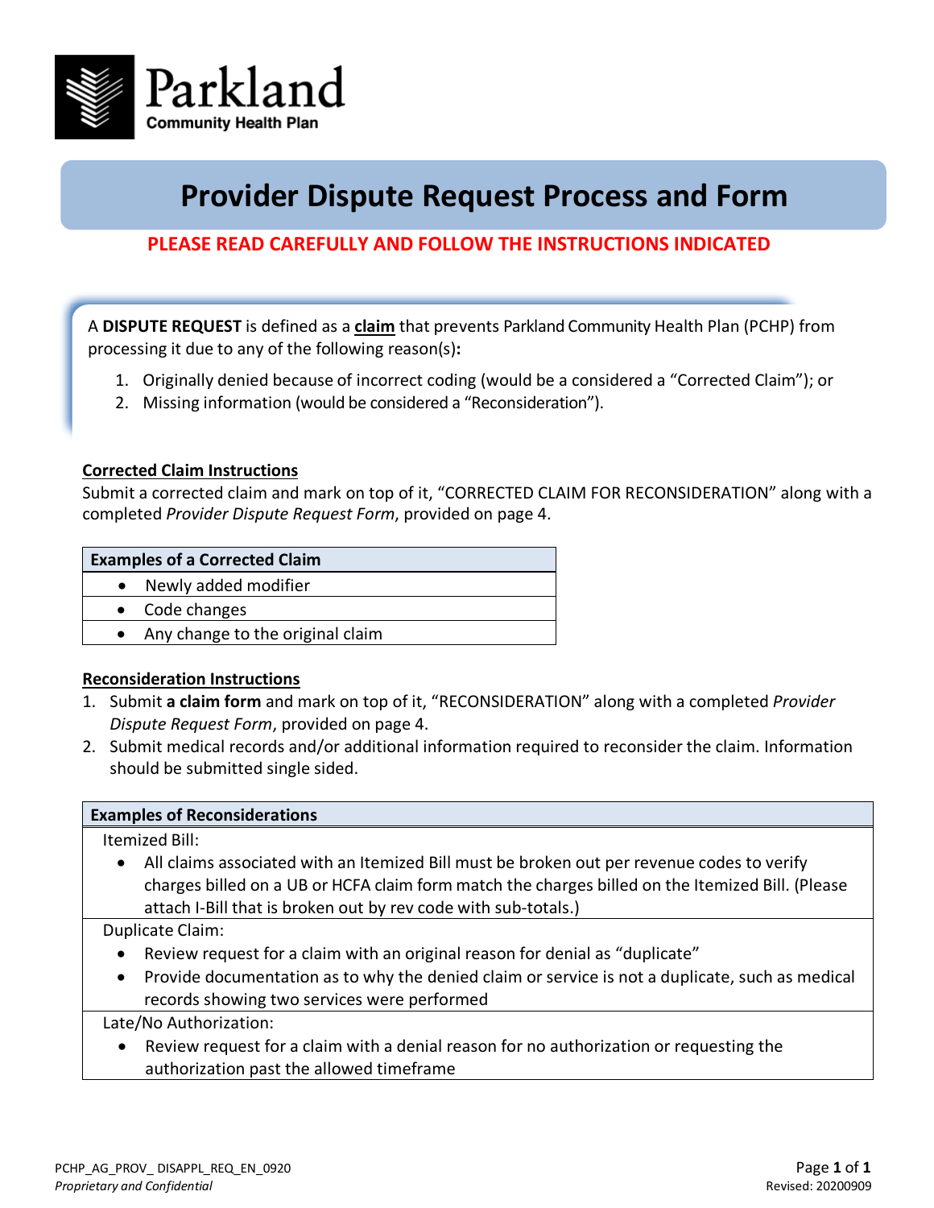Parkland Community Health Plan

# Provider Dispute Request Process and Form

**PLEASE READ CAREFULLY AND FOLLOW THE INSTRUCTIONS INDICATED**

A **DISPUTE REQUEST** is defined as a **claim** that prevents Parkland Community Health Plan (PCHP) from processing it due to any of the following reason(s)**:**

1. Originally denied because of incorrect coding (would be a considered a "Corrected Claim"); or
2. Missing information (would be considered a "Reconsideration").

## Corrected Claim Instructions

Submit a corrected claim and mark on top of it, "CORRECTED CLAIM FOR RECONSIDERATION" along with a completed *Provider Dispute Request Form*, provided on page 4.

| **Examples of a Corrected Claim** |
|---|
| • Newly added modifier |
| • Code changes |
| • Any change to the original claim |

## Reconsideration Instructions

1. Submit **a claim form** and mark on top of it, "RECONSIDERATION" along with a completed *Provider Dispute Request Form*, provided on page 4.
2. Submit medical records and/or additional information required to reconsider the claim. Information should be submitted single sided.

| **Examples of Reconsiderations** |
|---|
| Itemized Bill:<br>• All claims associated with an Itemized Bill must be broken out per revenue codes to verify charges billed on a UB or HCFA claim form match the charges billed on the Itemized Bill. (Please attach I-Bill that is broken out by rev code with sub-totals.) |
| Duplicate Claim:<br>• Review request for a claim with an original reason for denial as "duplicate"<br>• Provide documentation as to why the denied claim or service is not a duplicate, such as medical records showing two services were performed |
| Late/No Authorization:<br>• Review request for a claim with a denial reason for no authorization or requesting the authorization past the allowed timeframe |

PCHP_AG_PROV_ DISAPPL_REQ_EN_0920
*Proprietary and Confidential*

Revised: 20200909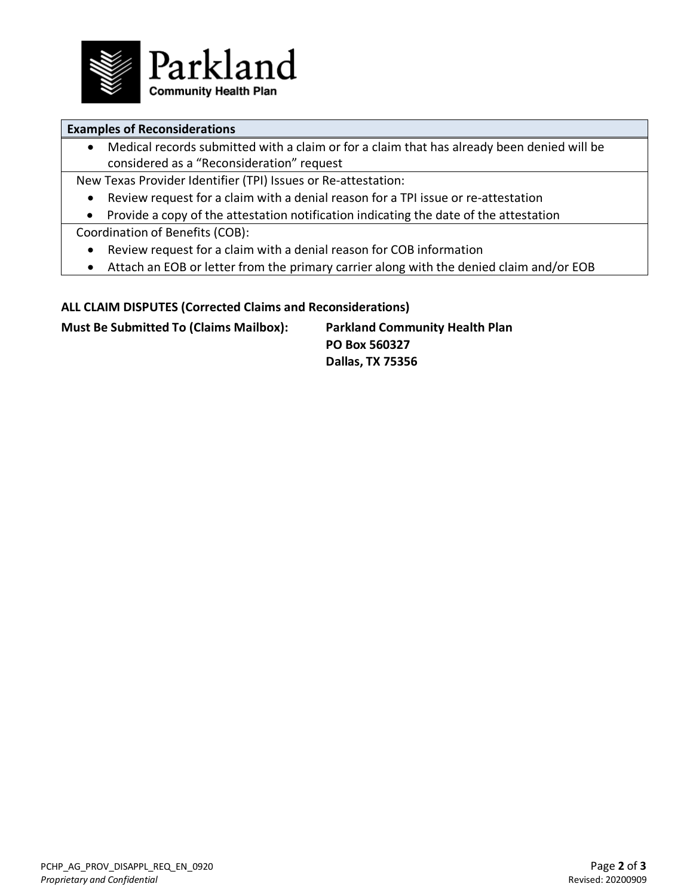| Examples of Reconsiderations |
|---|
| • Medical records submitted with a claim or for a claim that has already been denied will be considered as a "Reconsideration" request |
| New Texas Provider Identifier (TPI) Issues or Re-attestation:<br>• Review request for a claim with a denial reason for a TPI issue or re-attestation<br>• Provide a copy of the attestation notification indicating the date of the attestation |
| Coordination of Benefits (COB):<br>• Review request for a claim with a denial reason for COB information<br>• Attach an EOB or letter from the primary carrier along with the denied claim and/or EOB |

**ALL CLAIM DISPUTES (Corrected Claims and Reconsiderations)**

**Must Be Submitted To (Claims Mailbox):**

**Parkland Community Health Plan**
**PO Box 560327**
**Dallas, TX 75356**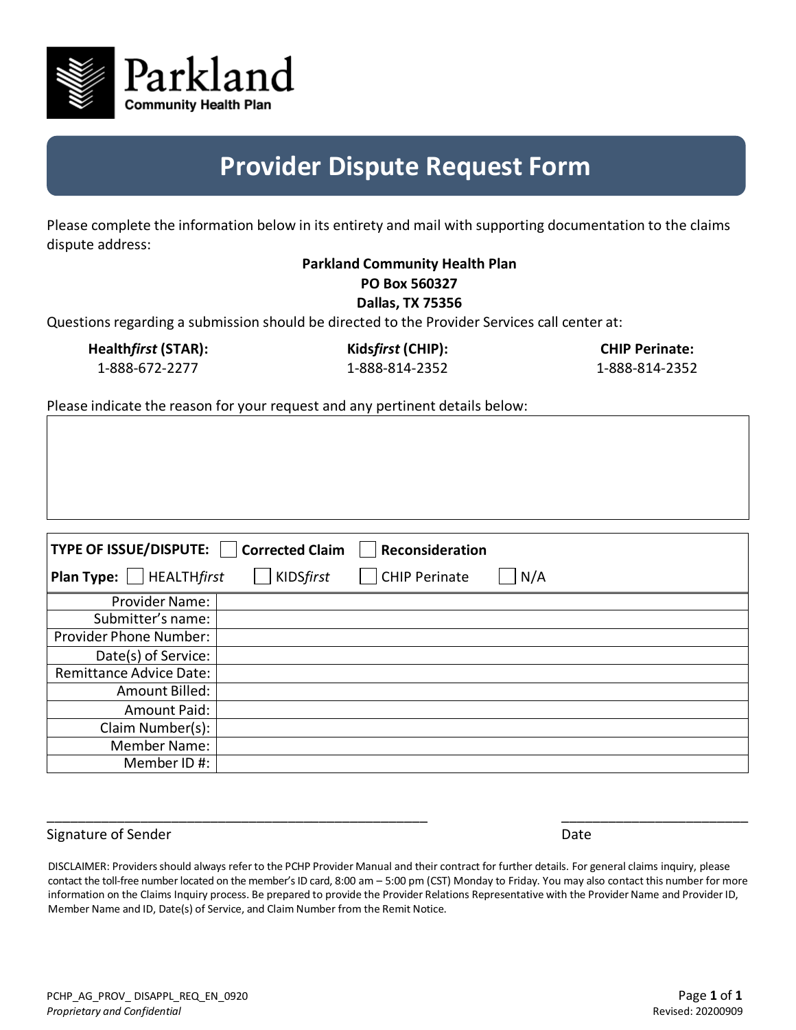Parkland
Community Health Plan

# Provider Dispute Request Form

Please complete the information below in its entirety and mail with supporting documentation to the claims dispute address:

**Parkland Community Health Plan**
**PO Box 560327**
**Dallas, TX 75356**

Questions regarding a submission should be directed to the Provider Services call center at:

| **Health*first* (STAR):** | **Kids*first* (CHIP):** | **CHIP Perinate:** |
|---|---|---|
| 1-888-672-2277 | 1-888-814-2352 | 1-888-814-2352 |

Please indicate the reason for your request and any pertinent details below:

| |
|---|
| |

**TYPE OF ISSUE/DISPUTE:** ☐ **Corrected Claim** ☐ **Reconsideration**

**Plan Type:** ☐ HEALTH*first* ☐ KIDS*first* ☐ CHIP Perinate ☐ N/A

| | |
|---|---|
| Provider Name: | |
| Submitter's name: | |
| Provider Phone Number: | |
| Date(s) of Service: | |
| Remittance Advice Date: | |
| Amount Billed: | |
| Amount Paid: | |
| Claim Number(s): | |
| Member Name: | |
| Member ID #: | |

_______________________________________________ Signature of Sender

_______________________ Date

DISCLAIMER: Providers should always refer to the PCHP Provider Manual and their contract for further details. For general claims inquiry, please contact the toll-free number located on the member's ID card, 8:00 am – 5:00 pm (CST) Monday to Friday. You may also contact this number for more information on the Claims Inquiry process. Be prepared to provide the Provider Relations Representative with the Provider Name and Provider ID, Member Name and ID, Date(s) of Service, and Claim Number from the Remit Notice.

PCHP_AG_PROV_ DISAPPL_REQ_EN_0920
*Proprietary and Confidential*

Revised: 20200909